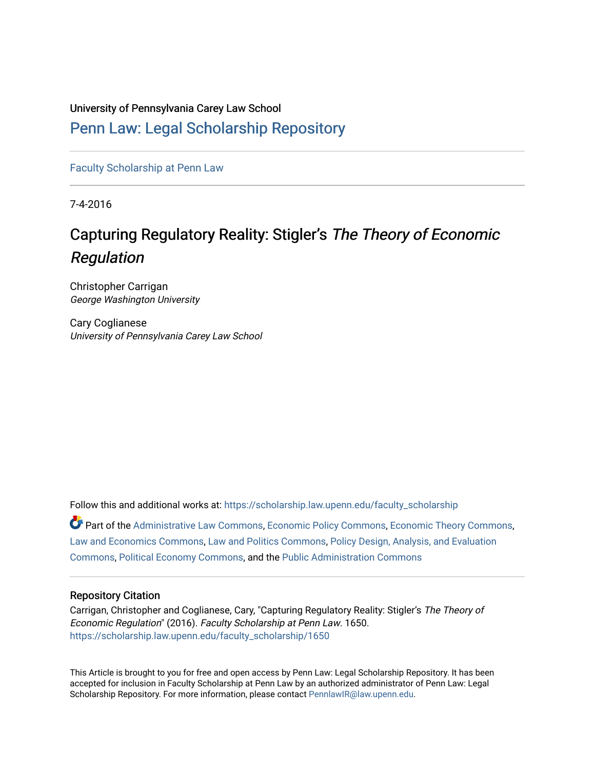University of Pennsylvania Carey Law School

# Penn Law: Legal Scholarship Repository

Faculty Scholarship at Penn Law

7-4-2016

# Capturing Regulatory Reality: Stigler's *The Theory of Economic Regulation*

Christopher Carrigan
*George Washington University*

Cary Coglianese
*University of Pennsylvania Carey Law School*

Follow this and additional works at: https://scholarship.law.upenn.edu/faculty_scholarship

Part of the Administrative Law Commons, Economic Policy Commons, Economic Theory Commons, Law and Economics Commons, Law and Politics Commons, Policy Design, Analysis, and Evaluation Commons, Political Economy Commons, and the Public Administration Commons

## Repository Citation

Carrigan, Christopher and Coglianese, Cary, "Capturing Regulatory Reality: Stigler's *The Theory of Economic Regulation*" (2016). *Faculty Scholarship at Penn Law*. 1650.
https://scholarship.law.upenn.edu/faculty_scholarship/1650

This Article is brought to you for free and open access by Penn Law: Legal Scholarship Repository. It has been accepted for inclusion in Faculty Scholarship at Penn Law by an authorized administrator of Penn Law: Legal Scholarship Repository. For more information, please contact PennlawIR@law.upenn.edu.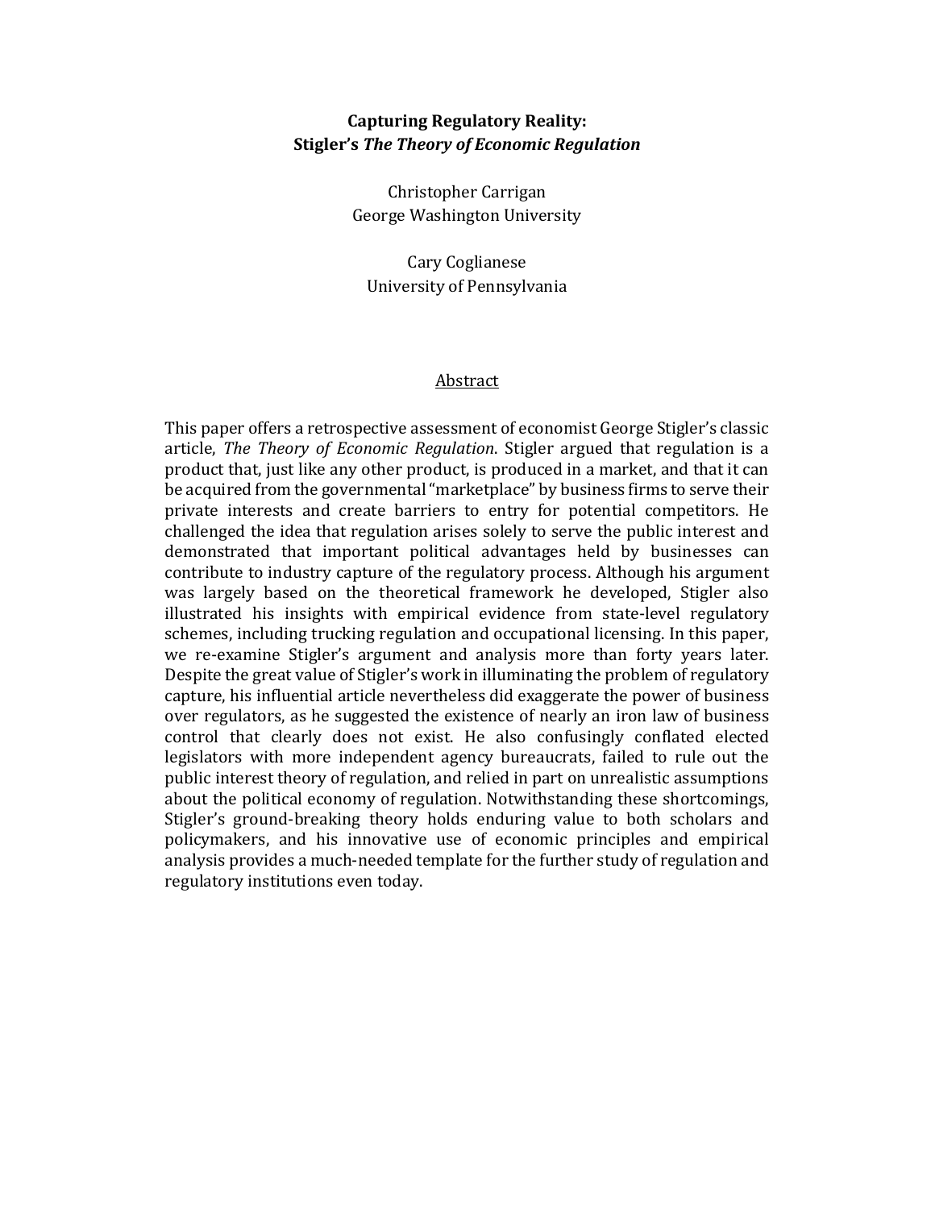**Capturing Regulatory Reality:**
**Stigler's *The Theory of Economic Regulation***

Christopher Carrigan
George Washington University

Cary Coglianese
University of Pennsylvania

## Abstract

This paper offers a retrospective assessment of economist George Stigler's classic article, *The Theory of Economic Regulation*. Stigler argued that regulation is a product that, just like any other product, is produced in a market, and that it can be acquired from the governmental "marketplace" by business firms to serve their private interests and create barriers to entry for potential competitors. He challenged the idea that regulation arises solely to serve the public interest and demonstrated that important political advantages held by businesses can contribute to industry capture of the regulatory process. Although his argument was largely based on the theoretical framework he developed, Stigler also illustrated his insights with empirical evidence from state-level regulatory schemes, including trucking regulation and occupational licensing. In this paper, we re-examine Stigler's argument and analysis more than forty years later. Despite the great value of Stigler's work in illuminating the problem of regulatory capture, his influential article nevertheless did exaggerate the power of business over regulators, as he suggested the existence of nearly an iron law of business control that clearly does not exist. He also confusingly conflated elected legislators with more independent agency bureaucrats, failed to rule out the public interest theory of regulation, and relied in part on unrealistic assumptions about the political economy of regulation. Notwithstanding these shortcomings, Stigler's ground-breaking theory holds enduring value to both scholars and policymakers, and his innovative use of economic principles and empirical analysis provides a much-needed template for the further study of regulation and regulatory institutions even today.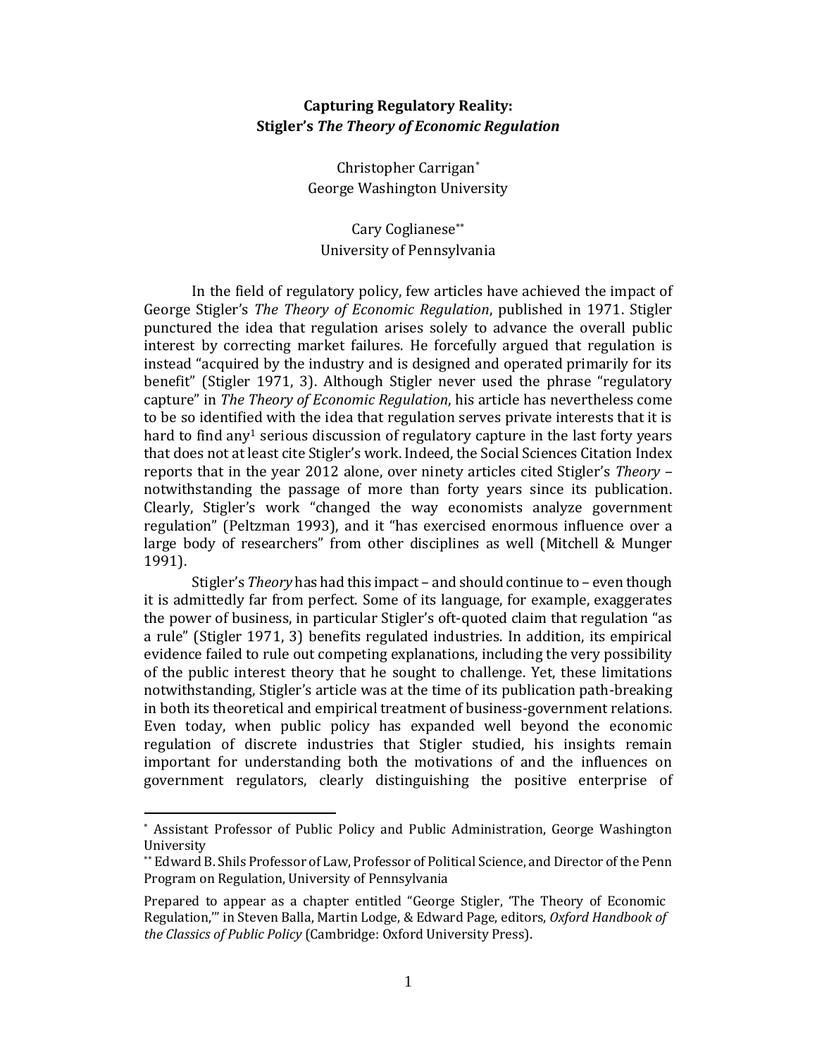**Capturing Regulatory Reality:**
**Stigler's *The Theory of Economic Regulation***

Christopher Carrigan[*]
George Washington University

Cary Coglianese[**]
University of Pennsylvania

In the field of regulatory policy, few articles have achieved the impact of George Stigler's *The Theory of Economic Regulation*, published in 1971. Stigler punctured the idea that regulation arises solely to advance the overall public interest by correcting market failures. He forcefully argued that regulation is instead "acquired by the industry and is designed and operated primarily for its benefit" (Stigler 1971, 3). Although Stigler never used the phrase "regulatory capture" in *The Theory of Economic Regulation*, his article has nevertheless come to be so identified with the idea that regulation serves private interests that it is hard to find any[1] serious discussion of regulatory capture in the last forty years that does not at least cite Stigler's work. Indeed, the Social Sciences Citation Index reports that in the year 2012 alone, over ninety articles cited Stigler's *Theory* – notwithstanding the passage of more than forty years since its publication. Clearly, Stigler's work "changed the way economists analyze government regulation" (Peltzman 1993), and it "has exercised enormous influence over a large body of researchers" from other disciplines as well (Mitchell & Munger 1991).

Stigler's *Theory* has had this impact – and should continue to – even though it is admittedly far from perfect. Some of its language, for example, exaggerates the power of business, in particular Stigler's oft-quoted claim that regulation "as a rule" (Stigler 1971, 3) benefits regulated industries. In addition, its empirical evidence failed to rule out competing explanations, including the very possibility of the public interest theory that he sought to challenge. Yet, these limitations notwithstanding, Stigler's article was at the time of its publication path-breaking in both its theoretical and empirical treatment of business-government relations. Even today, when public policy has expanded well beyond the economic regulation of discrete industries that Stigler studied, his insights remain important for understanding both the motivations of and the influences on government regulators, clearly distinguishing the positive enterprise of

---

[*] Assistant Professor of Public Policy and Public Administration, George Washington University

[**] Edward B. Shils Professor of Law, Professor of Political Science, and Director of the Penn Program on Regulation, University of Pennsylvania

Prepared to appear as a chapter entitled "George Stigler, 'The Theory of Economic Regulation,'" in Steven Balla, Martin Lodge, & Edward Page, editors, *Oxford Handbook of the Classics of Public Policy* (Cambridge: Oxford University Press).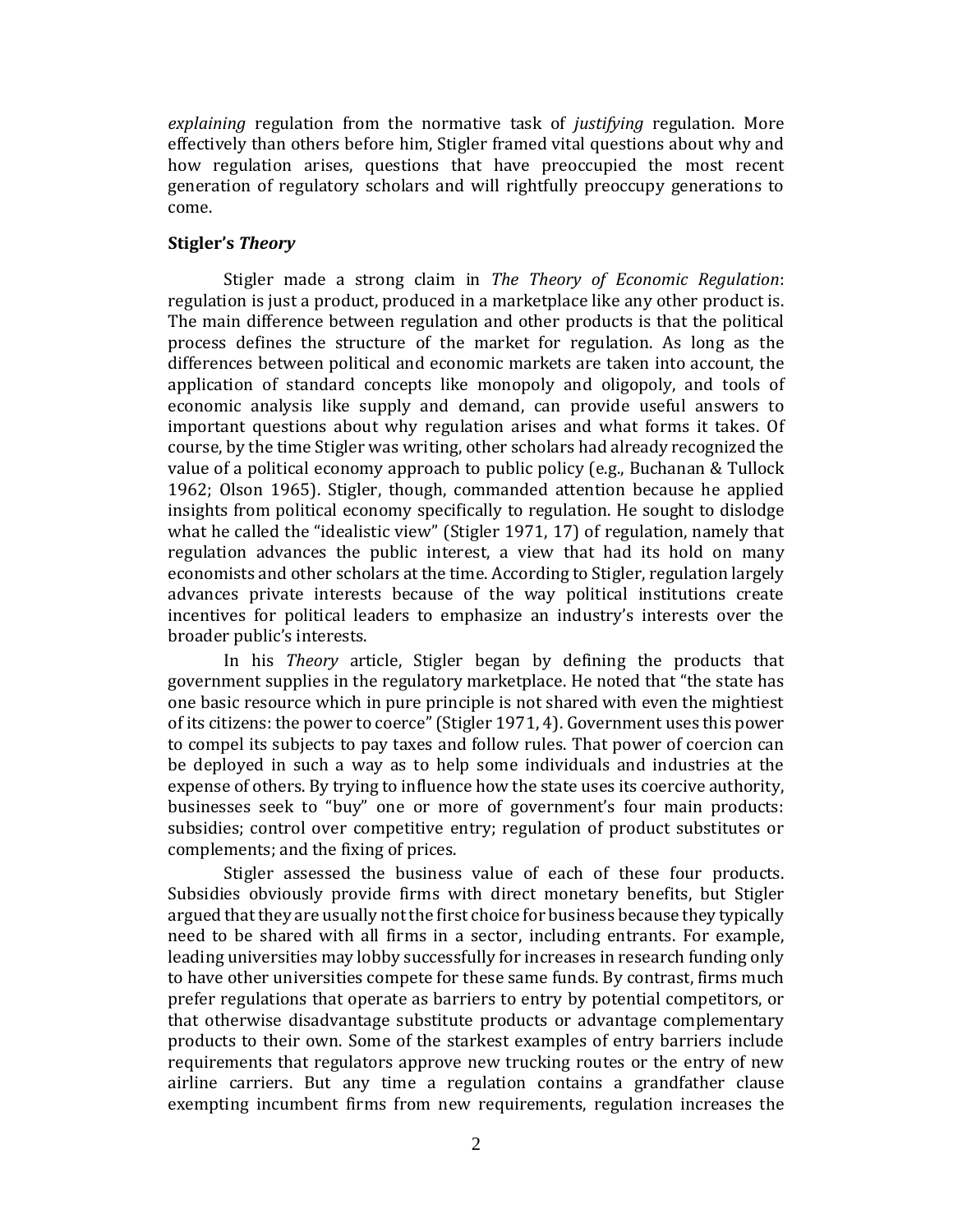*explaining* regulation from the normative task of *justifying* regulation. More effectively than others before him, Stigler framed vital questions about why and how regulation arises, questions that have preoccupied the most recent generation of regulatory scholars and will rightfully preoccupy generations to come.

### Stigler's *Theory*

Stigler made a strong claim in *The Theory of Economic Regulation*: regulation is just a product, produced in a marketplace like any other product is. The main difference between regulation and other products is that the political process defines the structure of the market for regulation. As long as the differences between political and economic markets are taken into account, the application of standard concepts like monopoly and oligopoly, and tools of economic analysis like supply and demand, can provide useful answers to important questions about why regulation arises and what forms it takes. Of course, by the time Stigler was writing, other scholars had already recognized the value of a political economy approach to public policy (e.g., Buchanan & Tullock 1962; Olson 1965). Stigler, though, commanded attention because he applied insights from political economy specifically to regulation. He sought to dislodge what he called the "idealistic view" (Stigler 1971, 17) of regulation, namely that regulation advances the public interest, a view that had its hold on many economists and other scholars at the time. According to Stigler, regulation largely advances private interests because of the way political institutions create incentives for political leaders to emphasize an industry's interests over the broader public's interests.

In his *Theory* article, Stigler began by defining the products that government supplies in the regulatory marketplace. He noted that "the state has one basic resource which in pure principle is not shared with even the mightiest of its citizens: the power to coerce" (Stigler 1971, 4). Government uses this power to compel its subjects to pay taxes and follow rules. That power of coercion can be deployed in such a way as to help some individuals and industries at the expense of others. By trying to influence how the state uses its coercive authority, businesses seek to "buy" one or more of government's four main products: subsidies; control over competitive entry; regulation of product substitutes or complements; and the fixing of prices.

Stigler assessed the business value of each of these four products. Subsidies obviously provide firms with direct monetary benefits, but Stigler argued that they are usually not the first choice for business because they typically need to be shared with all firms in a sector, including entrants. For example, leading universities may lobby successfully for increases in research funding only to have other universities compete for these same funds. By contrast, firms much prefer regulations that operate as barriers to entry by potential competitors, or that otherwise disadvantage substitute products or advantage complementary products to their own. Some of the starkest examples of entry barriers include requirements that regulators approve new trucking routes or the entry of new airline carriers. But any time a regulation contains a grandfather clause exempting incumbent firms from new requirements, regulation increases the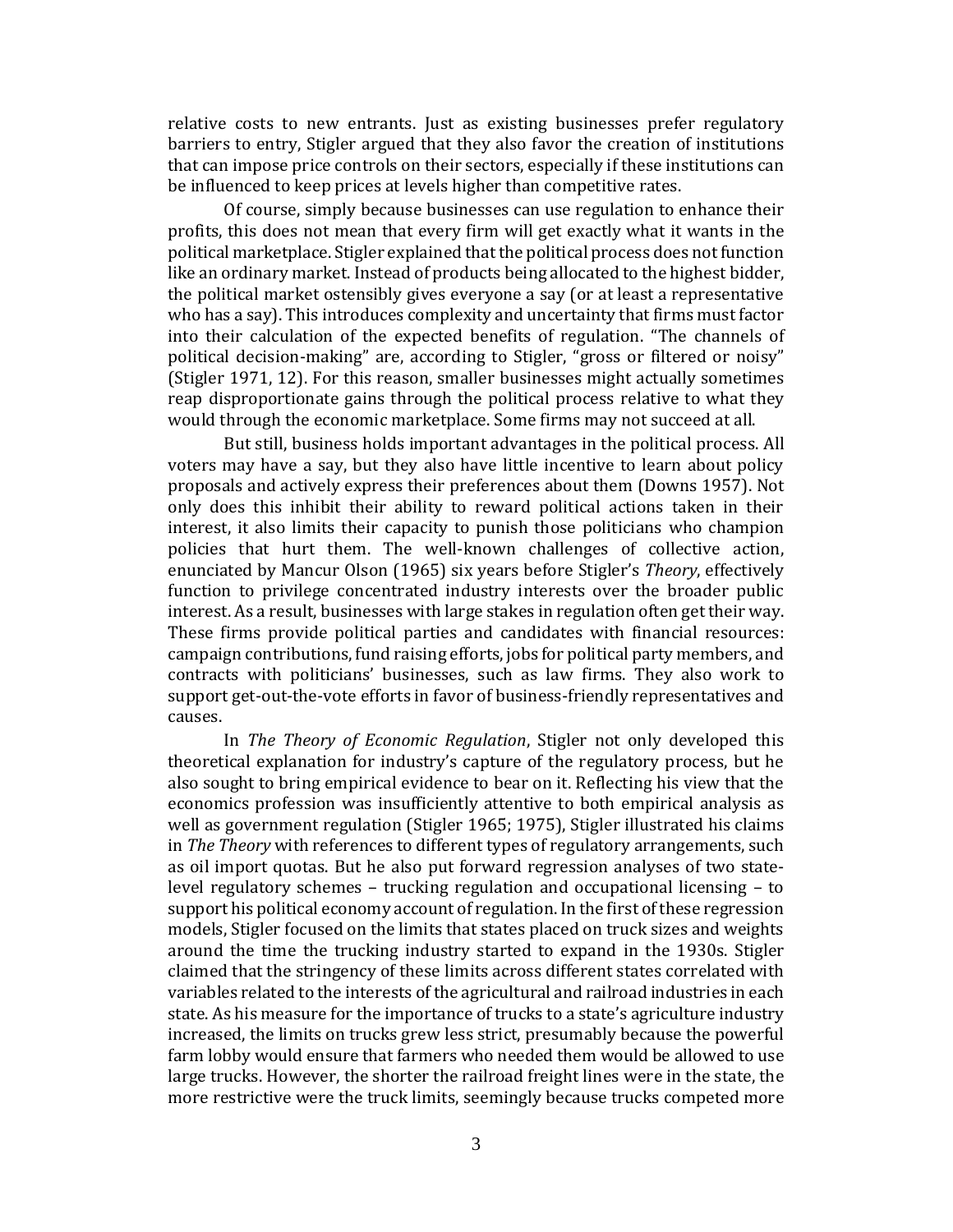relative costs to new entrants. Just as existing businesses prefer regulatory barriers to entry, Stigler argued that they also favor the creation of institutions that can impose price controls on their sectors, especially if these institutions can be influenced to keep prices at levels higher than competitive rates.

Of course, simply because businesses can use regulation to enhance their profits, this does not mean that every firm will get exactly what it wants in the political marketplace. Stigler explained that the political process does not function like an ordinary market. Instead of products being allocated to the highest bidder, the political market ostensibly gives everyone a say (or at least a representative who has a say). This introduces complexity and uncertainty that firms must factor into their calculation of the expected benefits of regulation. "The channels of political decision-making" are, according to Stigler, "gross or filtered or noisy" (Stigler 1971, 12). For this reason, smaller businesses might actually sometimes reap disproportionate gains through the political process relative to what they would through the economic marketplace. Some firms may not succeed at all.

But still, business holds important advantages in the political process. All voters may have a say, but they also have little incentive to learn about policy proposals and actively express their preferences about them (Downs 1957). Not only does this inhibit their ability to reward political actions taken in their interest, it also limits their capacity to punish those politicians who champion policies that hurt them. The well-known challenges of collective action, enunciated by Mancur Olson (1965) six years before Stigler's *Theory*, effectively function to privilege concentrated industry interests over the broader public interest. As a result, businesses with large stakes in regulation often get their way. These firms provide political parties and candidates with financial resources: campaign contributions, fund raising efforts, jobs for political party members, and contracts with politicians' businesses, such as law firms. They also work to support get-out-the-vote efforts in favor of business-friendly representatives and causes.

In *The Theory of Economic Regulation*, Stigler not only developed this theoretical explanation for industry's capture of the regulatory process, but he also sought to bring empirical evidence to bear on it. Reflecting his view that the economics profession was insufficiently attentive to both empirical analysis as well as government regulation (Stigler 1965; 1975), Stigler illustrated his claims in *The Theory* with references to different types of regulatory arrangements, such as oil import quotas. But he also put forward regression analyses of two state-level regulatory schemes – trucking regulation and occupational licensing – to support his political economy account of regulation. In the first of these regression models, Stigler focused on the limits that states placed on truck sizes and weights around the time the trucking industry started to expand in the 1930s. Stigler claimed that the stringency of these limits across different states correlated with variables related to the interests of the agricultural and railroad industries in each state. As his measure for the importance of trucks to a state's agriculture industry increased, the limits on trucks grew less strict, presumably because the powerful farm lobby would ensure that farmers who needed them would be allowed to use large trucks. However, the shorter the railroad freight lines were in the state, the more restrictive were the truck limits, seemingly because trucks competed more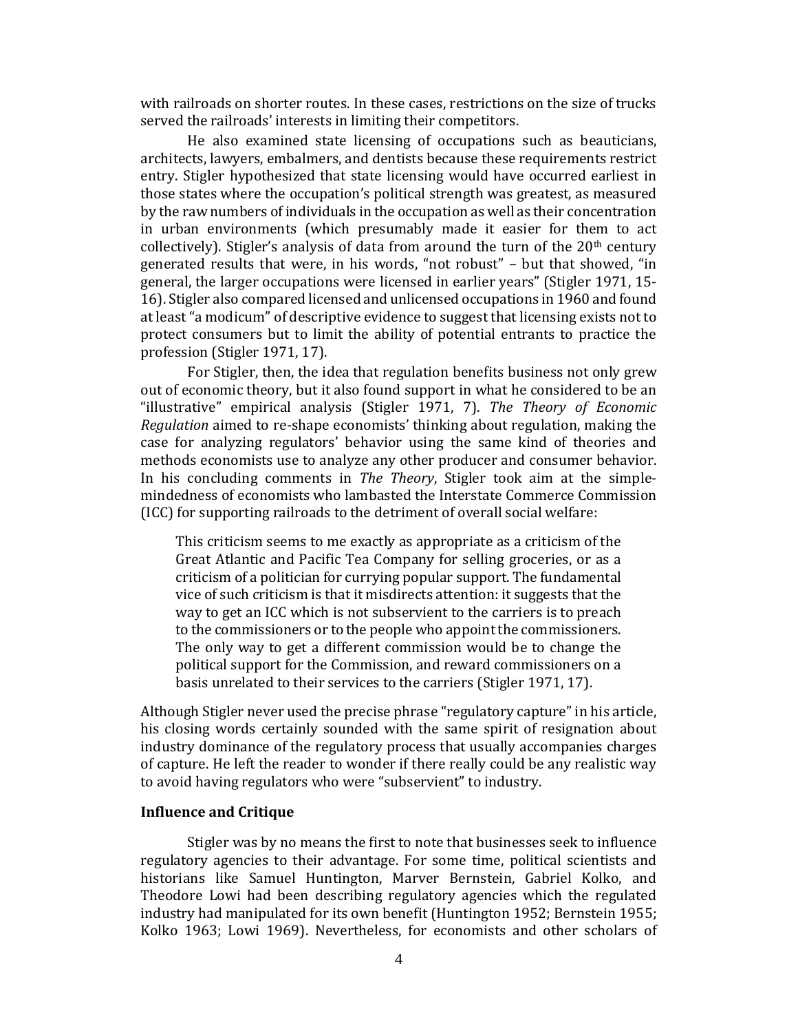with railroads on shorter routes. In these cases, restrictions on the size of trucks served the railroads' interests in limiting their competitors.

He also examined state licensing of occupations such as beauticians, architects, lawyers, embalmers, and dentists because these requirements restrict entry. Stigler hypothesized that state licensing would have occurred earliest in those states where the occupation's political strength was greatest, as measured by the raw numbers of individuals in the occupation as well as their concentration in urban environments (which presumably made it easier for them to act collectively). Stigler's analysis of data from around the turn of the 20th century generated results that were, in his words, "not robust" – but that showed, "in general, the larger occupations were licensed in earlier years" (Stigler 1971, 15-16). Stigler also compared licensed and unlicensed occupations in 1960 and found at least "a modicum" of descriptive evidence to suggest that licensing exists not to protect consumers but to limit the ability of potential entrants to practice the profession (Stigler 1971, 17).

For Stigler, then, the idea that regulation benefits business not only grew out of economic theory, but it also found support in what he considered to be an "illustrative" empirical analysis (Stigler 1971, 7). *The Theory of Economic Regulation* aimed to re-shape economists' thinking about regulation, making the case for analyzing regulators' behavior using the same kind of theories and methods economists use to analyze any other producer and consumer behavior. In his concluding comments in *The Theory*, Stigler took aim at the simple-mindedness of economists who lambasted the Interstate Commerce Commission (ICC) for supporting railroads to the detriment of overall social welfare:

> This criticism seems to me exactly as appropriate as a criticism of the Great Atlantic and Pacific Tea Company for selling groceries, or as a criticism of a politician for currying popular support. The fundamental vice of such criticism is that it misdirects attention: it suggests that the way to get an ICC which is not subservient to the carriers is to preach to the commissioners or to the people who appoint the commissioners. The only way to get a different commission would be to change the political support for the Commission, and reward commissioners on a basis unrelated to their services to the carriers (Stigler 1971, 17).

Although Stigler never used the precise phrase "regulatory capture" in his article, his closing words certainly sounded with the same spirit of resignation about industry dominance of the regulatory process that usually accompanies charges of capture. He left the reader to wonder if there really could be any realistic way to avoid having regulators who were "subservient" to industry.

### Influence and Critique

Stigler was by no means the first to note that businesses seek to influence regulatory agencies to their advantage. For some time, political scientists and historians like Samuel Huntington, Marver Bernstein, Gabriel Kolko, and Theodore Lowi had been describing regulatory agencies which the regulated industry had manipulated for its own benefit (Huntington 1952; Bernstein 1955; Kolko 1963; Lowi 1969). Nevertheless, for economists and other scholars of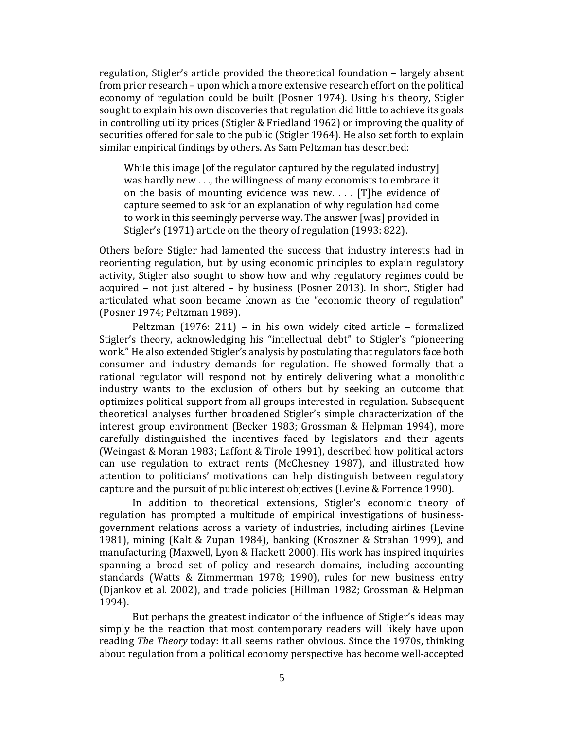regulation, Stigler's article provided the theoretical foundation – largely absent from prior research – upon which a more extensive research effort on the political economy of regulation could be built (Posner 1974). Using his theory, Stigler sought to explain his own discoveries that regulation did little to achieve its goals in controlling utility prices (Stigler & Friedland 1962) or improving the quality of securities offered for sale to the public (Stigler 1964). He also set forth to explain similar empirical findings by others. As Sam Peltzman has described:

> While this image [of the regulator captured by the regulated industry] was hardly new . . ., the willingness of many economists to embrace it on the basis of mounting evidence was new. . . . [T]he evidence of capture seemed to ask for an explanation of why regulation had come to work in this seemingly perverse way. The answer [was] provided in Stigler's (1971) article on the theory of regulation (1993: 822).

Others before Stigler had lamented the success that industry interests had in reorienting regulation, but by using economic principles to explain regulatory activity, Stigler also sought to show how and why regulatory regimes could be acquired – not just altered – by business (Posner 2013). In short, Stigler had articulated what soon became known as the "economic theory of regulation" (Posner 1974; Peltzman 1989).

Peltzman (1976: 211) – in his own widely cited article – formalized Stigler's theory, acknowledging his "intellectual debt" to Stigler's "pioneering work." He also extended Stigler's analysis by postulating that regulators face both consumer and industry demands for regulation. He showed formally that a rational regulator will respond not by entirely delivering what a monolithic industry wants to the exclusion of others but by seeking an outcome that optimizes political support from all groups interested in regulation. Subsequent theoretical analyses further broadened Stigler's simple characterization of the interest group environment (Becker 1983; Grossman & Helpman 1994), more carefully distinguished the incentives faced by legislators and their agents (Weingast & Moran 1983; Laffont & Tirole 1991), described how political actors can use regulation to extract rents (McChesney 1987), and illustrated how attention to politicians' motivations can help distinguish between regulatory capture and the pursuit of public interest objectives (Levine & Forrence 1990).

In addition to theoretical extensions, Stigler's economic theory of regulation has prompted a multitude of empirical investigations of business-government relations across a variety of industries, including airlines (Levine 1981), mining (Kalt & Zupan 1984), banking (Kroszner & Strahan 1999), and manufacturing (Maxwell, Lyon & Hackett 2000). His work has inspired inquiries spanning a broad set of policy and research domains, including accounting standards (Watts & Zimmerman 1978; 1990), rules for new business entry (Djankov et al. 2002), and trade policies (Hillman 1982; Grossman & Helpman 1994).

But perhaps the greatest indicator of the influence of Stigler's ideas may simply be the reaction that most contemporary readers will likely have upon reading *The Theory* today: it all seems rather obvious. Since the 1970s, thinking about regulation from a political economy perspective has become well-accepted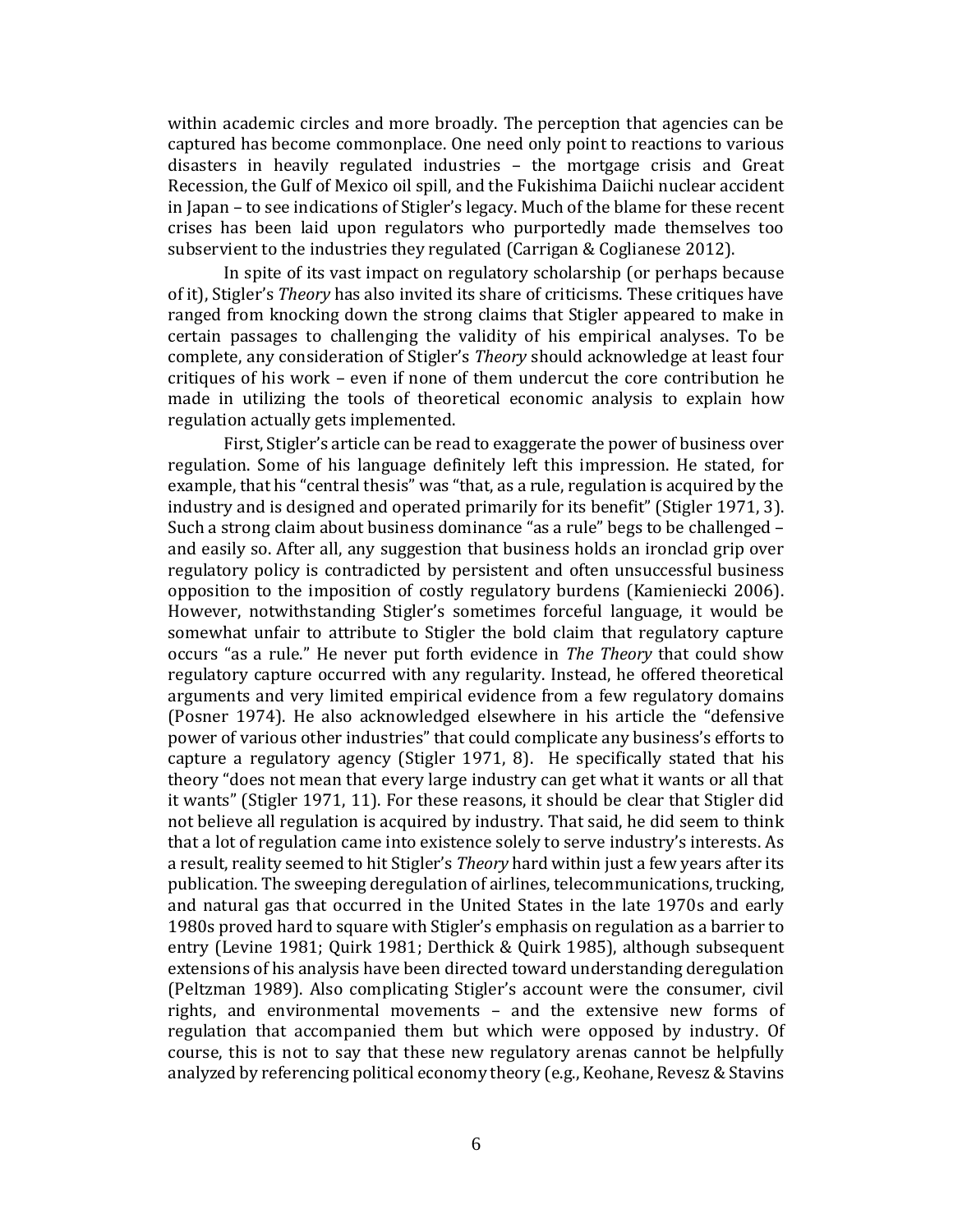within academic circles and more broadly. The perception that agencies can be captured has become commonplace. One need only point to reactions to various disasters in heavily regulated industries – the mortgage crisis and Great Recession, the Gulf of Mexico oil spill, and the Fukishima Daiichi nuclear accident in Japan – to see indications of Stigler's legacy. Much of the blame for these recent crises has been laid upon regulators who purportedly made themselves too subservient to the industries they regulated (Carrigan & Coglianese 2012).

In spite of its vast impact on regulatory scholarship (or perhaps because of it), Stigler's *Theory* has also invited its share of criticisms. These critiques have ranged from knocking down the strong claims that Stigler appeared to make in certain passages to challenging the validity of his empirical analyses. To be complete, any consideration of Stigler's *Theory* should acknowledge at least four critiques of his work – even if none of them undercut the core contribution he made in utilizing the tools of theoretical economic analysis to explain how regulation actually gets implemented.

First, Stigler's article can be read to exaggerate the power of business over regulation. Some of his language definitely left this impression. He stated, for example, that his "central thesis" was "that, as a rule, regulation is acquired by the industry and is designed and operated primarily for its benefit" (Stigler 1971, 3). Such a strong claim about business dominance "as a rule" begs to be challenged – and easily so. After all, any suggestion that business holds an ironclad grip over regulatory policy is contradicted by persistent and often unsuccessful business opposition to the imposition of costly regulatory burdens (Kamieniecki 2006). However, notwithstanding Stigler's sometimes forceful language, it would be somewhat unfair to attribute to Stigler the bold claim that regulatory capture occurs "as a rule." He never put forth evidence in *The Theory* that could show regulatory capture occurred with any regularity. Instead, he offered theoretical arguments and very limited empirical evidence from a few regulatory domains (Posner 1974). He also acknowledged elsewhere in his article the "defensive power of various other industries" that could complicate any business's efforts to capture a regulatory agency (Stigler 1971, 8). He specifically stated that his theory "does not mean that every large industry can get what it wants or all that it wants" (Stigler 1971, 11). For these reasons, it should be clear that Stigler did not believe all regulation is acquired by industry. That said, he did seem to think that a lot of regulation came into existence solely to serve industry's interests. As a result, reality seemed to hit Stigler's *Theory* hard within just a few years after its publication. The sweeping deregulation of airlines, telecommunications, trucking, and natural gas that occurred in the United States in the late 1970s and early 1980s proved hard to square with Stigler's emphasis on regulation as a barrier to entry (Levine 1981; Quirk 1981; Derthick & Quirk 1985), although subsequent extensions of his analysis have been directed toward understanding deregulation (Peltzman 1989). Also complicating Stigler's account were the consumer, civil rights, and environmental movements – and the extensive new forms of regulation that accompanied them but which were opposed by industry. Of course, this is not to say that these new regulatory arenas cannot be helpfully analyzed by referencing political economy theory (e.g., Keohane, Revesz & Stavins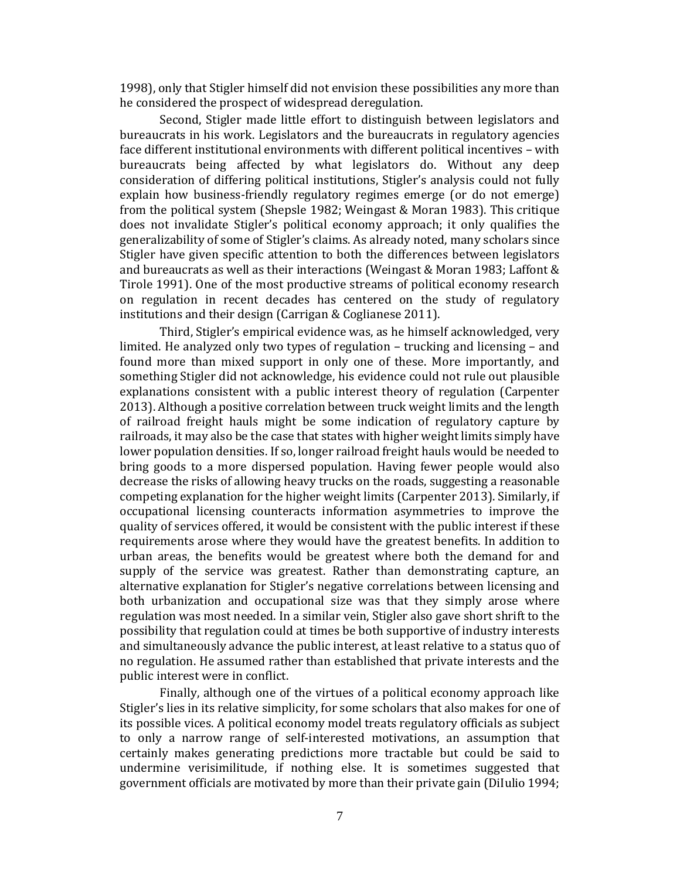1998), only that Stigler himself did not envision these possibilities any more than he considered the prospect of widespread deregulation.

Second, Stigler made little effort to distinguish between legislators and bureaucrats in his work. Legislators and the bureaucrats in regulatory agencies face different institutional environments with different political incentives – with bureaucrats being affected by what legislators do. Without any deep consideration of differing political institutions, Stigler's analysis could not fully explain how business-friendly regulatory regimes emerge (or do not emerge) from the political system (Shepsle 1982; Weingast & Moran 1983). This critique does not invalidate Stigler's political economy approach; it only qualifies the generalizability of some of Stigler's claims. As already noted, many scholars since Stigler have given specific attention to both the differences between legislators and bureaucrats as well as their interactions (Weingast & Moran 1983; Laffont & Tirole 1991). One of the most productive streams of political economy research on regulation in recent decades has centered on the study of regulatory institutions and their design (Carrigan & Coglianese 2011).

Third, Stigler's empirical evidence was, as he himself acknowledged, very limited. He analyzed only two types of regulation – trucking and licensing – and found more than mixed support in only one of these. More importantly, and something Stigler did not acknowledge, his evidence could not rule out plausible explanations consistent with a public interest theory of regulation (Carpenter 2013). Although a positive correlation between truck weight limits and the length of railroad freight hauls might be some indication of regulatory capture by railroads, it may also be the case that states with higher weight limits simply have lower population densities. If so, longer railroad freight hauls would be needed to bring goods to a more dispersed population. Having fewer people would also decrease the risks of allowing heavy trucks on the roads, suggesting a reasonable competing explanation for the higher weight limits (Carpenter 2013). Similarly, if occupational licensing counteracts information asymmetries to improve the quality of services offered, it would be consistent with the public interest if these requirements arose where they would have the greatest benefits. In addition to urban areas, the benefits would be greatest where both the demand for and supply of the service was greatest. Rather than demonstrating capture, an alternative explanation for Stigler's negative correlations between licensing and both urbanization and occupational size was that they simply arose where regulation was most needed. In a similar vein, Stigler also gave short shrift to the possibility that regulation could at times be both supportive of industry interests and simultaneously advance the public interest, at least relative to a status quo of no regulation. He assumed rather than established that private interests and the public interest were in conflict.

Finally, although one of the virtues of a political economy approach like Stigler's lies in its relative simplicity, for some scholars that also makes for one of its possible vices. A political economy model treats regulatory officials as subject to only a narrow range of self-interested motivations, an assumption that certainly makes generating predictions more tractable but could be said to undermine verisimilitude, if nothing else. It is sometimes suggested that government officials are motivated by more than their private gain (DiIulio 1994;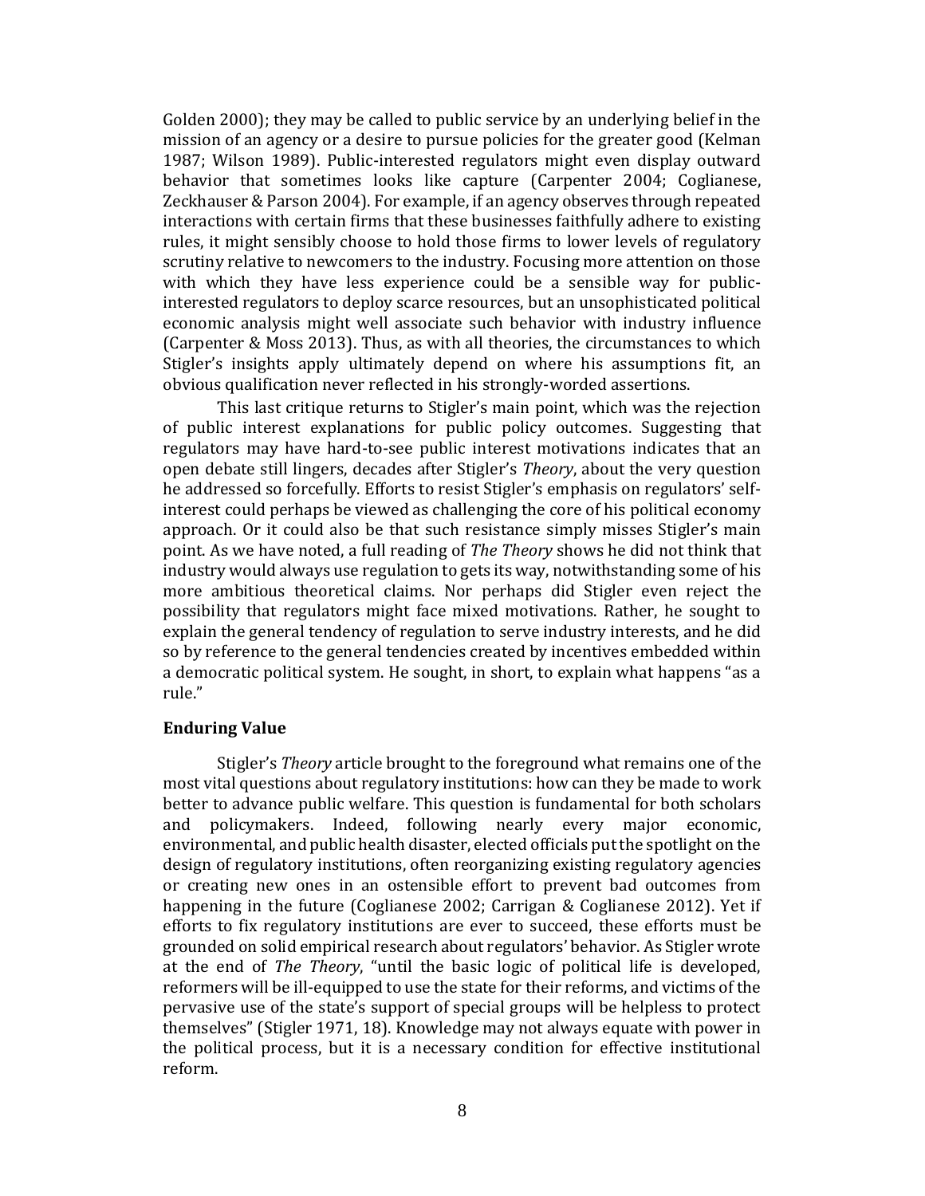Golden 2000); they may be called to public service by an underlying belief in the mission of an agency or a desire to pursue policies for the greater good (Kelman 1987; Wilson 1989). Public-interested regulators might even display outward behavior that sometimes looks like capture (Carpenter 2004; Coglianese, Zeckhauser & Parson 2004). For example, if an agency observes through repeated interactions with certain firms that these businesses faithfully adhere to existing rules, it might sensibly choose to hold those firms to lower levels of regulatory scrutiny relative to newcomers to the industry. Focusing more attention on those with which they have less experience could be a sensible way for public-interested regulators to deploy scarce resources, but an unsophisticated political economic analysis might well associate such behavior with industry influence (Carpenter & Moss 2013). Thus, as with all theories, the circumstances to which Stigler's insights apply ultimately depend on where his assumptions fit, an obvious qualification never reflected in his strongly-worded assertions.

This last critique returns to Stigler's main point, which was the rejection of public interest explanations for public policy outcomes. Suggesting that regulators may have hard-to-see public interest motivations indicates that an open debate still lingers, decades after Stigler's *Theory*, about the very question he addressed so forcefully. Efforts to resist Stigler's emphasis on regulators' self-interest could perhaps be viewed as challenging the core of his political economy approach. Or it could also be that such resistance simply misses Stigler's main point. As we have noted, a full reading of *The Theory* shows he did not think that industry would always use regulation to gets its way, notwithstanding some of his more ambitious theoretical claims. Nor perhaps did Stigler even reject the possibility that regulators might face mixed motivations. Rather, he sought to explain the general tendency of regulation to serve industry interests, and he did so by reference to the general tendencies created by incentives embedded within a democratic political system. He sought, in short, to explain what happens "as a rule."

**Enduring Value**

Stigler's *Theory* article brought to the foreground what remains one of the most vital questions about regulatory institutions: how can they be made to work better to advance public welfare. This question is fundamental for both scholars and policymakers. Indeed, following nearly every major economic, environmental, and public health disaster, elected officials put the spotlight on the design of regulatory institutions, often reorganizing existing regulatory agencies or creating new ones in an ostensible effort to prevent bad outcomes from happening in the future (Coglianese 2002; Carrigan & Coglianese 2012). Yet if efforts to fix regulatory institutions are ever to succeed, these efforts must be grounded on solid empirical research about regulators' behavior. As Stigler wrote at the end of *The Theory*, "until the basic logic of political life is developed, reformers will be ill-equipped to use the state for their reforms, and victims of the pervasive use of the state's support of special groups will be helpless to protect themselves" (Stigler 1971, 18). Knowledge may not always equate with power in the political process, but it is a necessary condition for effective institutional reform.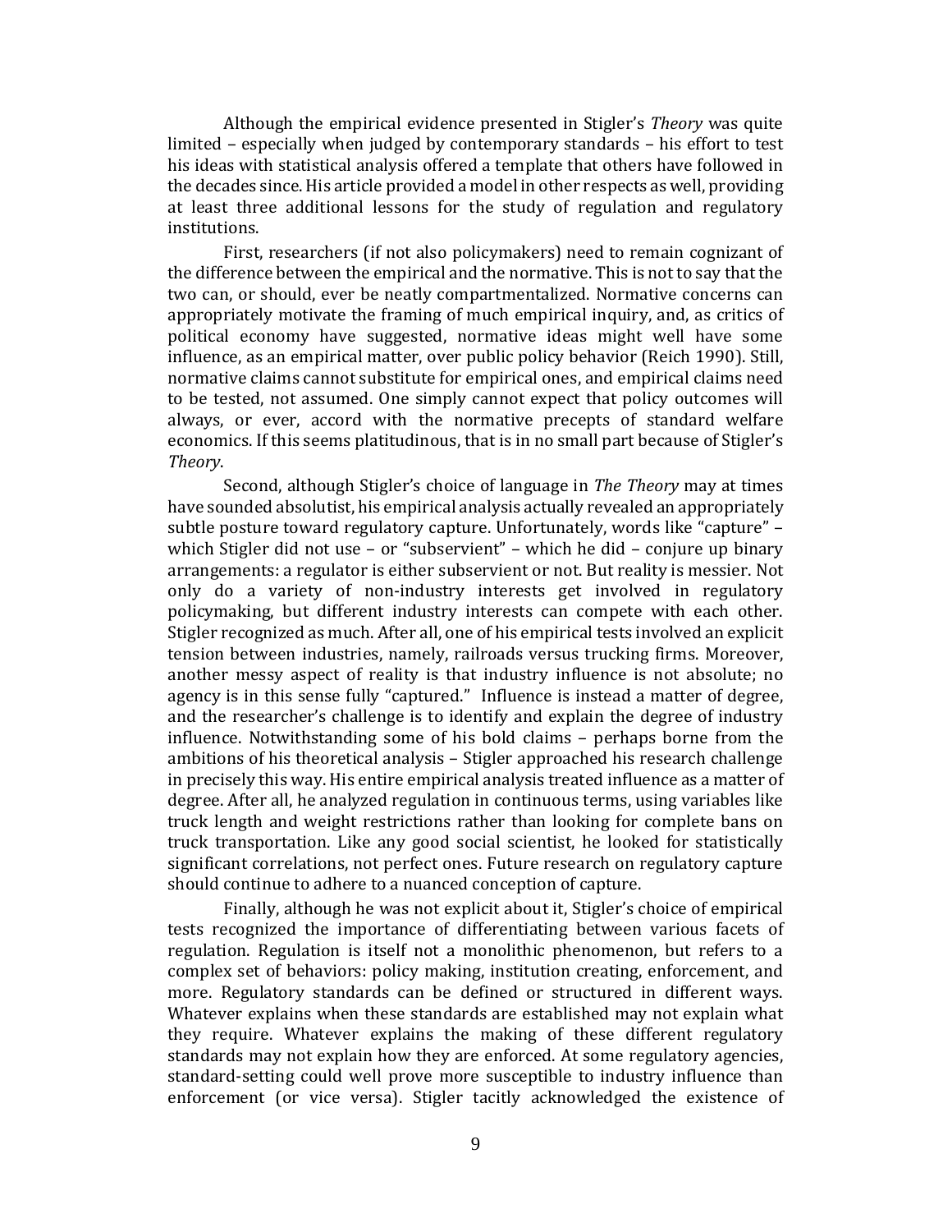Although the empirical evidence presented in Stigler's *Theory* was quite limited – especially when judged by contemporary standards – his effort to test his ideas with statistical analysis offered a template that others have followed in the decades since. His article provided a model in other respects as well, providing at least three additional lessons for the study of regulation and regulatory institutions.

First, researchers (if not also policymakers) need to remain cognizant of the difference between the empirical and the normative. This is not to say that the two can, or should, ever be neatly compartmentalized. Normative concerns can appropriately motivate the framing of much empirical inquiry, and, as critics of political economy have suggested, normative ideas might well have some influence, as an empirical matter, over public policy behavior (Reich 1990). Still, normative claims cannot substitute for empirical ones, and empirical claims need to be tested, not assumed. One simply cannot expect that policy outcomes will always, or ever, accord with the normative precepts of standard welfare economics. If this seems platitudinous, that is in no small part because of Stigler's *Theory*.

Second, although Stigler's choice of language in *The Theory* may at times have sounded absolutist, his empirical analysis actually revealed an appropriately subtle posture toward regulatory capture. Unfortunately, words like "capture" – which Stigler did not use – or "subservient" – which he did – conjure up binary arrangements: a regulator is either subservient or not. But reality is messier. Not only do a variety of non-industry interests get involved in regulatory policymaking, but different industry interests can compete with each other. Stigler recognized as much. After all, one of his empirical tests involved an explicit tension between industries, namely, railroads versus trucking firms. Moreover, another messy aspect of reality is that industry influence is not absolute; no agency is in this sense fully "captured." Influence is instead a matter of degree, and the researcher's challenge is to identify and explain the degree of industry influence. Notwithstanding some of his bold claims – perhaps borne from the ambitions of his theoretical analysis – Stigler approached his research challenge in precisely this way. His entire empirical analysis treated influence as a matter of degree. After all, he analyzed regulation in continuous terms, using variables like truck length and weight restrictions rather than looking for complete bans on truck transportation. Like any good social scientist, he looked for statistically significant correlations, not perfect ones. Future research on regulatory capture should continue to adhere to a nuanced conception of capture.

Finally, although he was not explicit about it, Stigler's choice of empirical tests recognized the importance of differentiating between various facets of regulation. Regulation is itself not a monolithic phenomenon, but refers to a complex set of behaviors: policy making, institution creating, enforcement, and more. Regulatory standards can be defined or structured in different ways. Whatever explains when these standards are established may not explain what they require. Whatever explains the making of these different regulatory standards may not explain how they are enforced. At some regulatory agencies, standard-setting could well prove more susceptible to industry influence than enforcement (or vice versa). Stigler tacitly acknowledged the existence of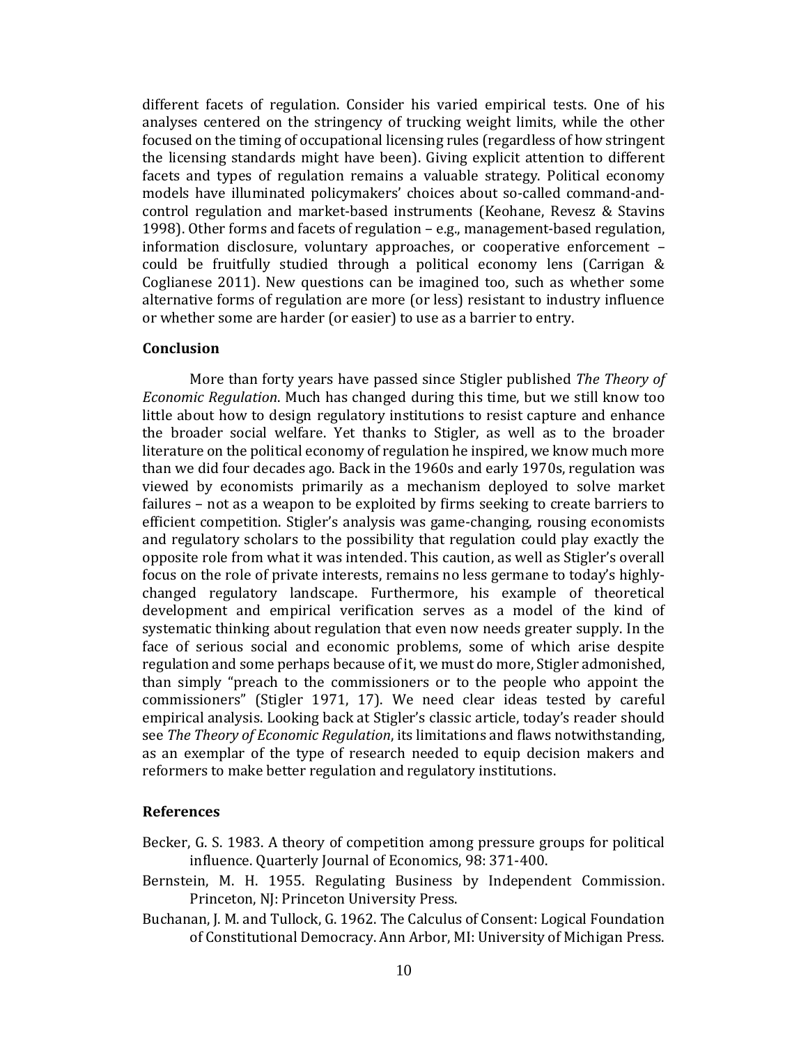different facets of regulation. Consider his varied empirical tests. One of his analyses centered on the stringency of trucking weight limits, while the other focused on the timing of occupational licensing rules (regardless of how stringent the licensing standards might have been). Giving explicit attention to different facets and types of regulation remains a valuable strategy. Political economy models have illuminated policymakers' choices about so-called command-and-control regulation and market-based instruments (Keohane, Revesz & Stavins 1998). Other forms and facets of regulation – e.g., management-based regulation, information disclosure, voluntary approaches, or cooperative enforcement – could be fruitfully studied through a political economy lens (Carrigan & Coglianese 2011). New questions can be imagined too, such as whether some alternative forms of regulation are more (or less) resistant to industry influence or whether some are harder (or easier) to use as a barrier to entry.

## Conclusion

More than forty years have passed since Stigler published *The Theory of Economic Regulation*. Much has changed during this time, but we still know too little about how to design regulatory institutions to resist capture and enhance the broader social welfare. Yet thanks to Stigler, as well as to the broader literature on the political economy of regulation he inspired, we know much more than we did four decades ago. Back in the 1960s and early 1970s, regulation was viewed by economists primarily as a mechanism deployed to solve market failures – not as a weapon to be exploited by firms seeking to create barriers to efficient competition. Stigler's analysis was game-changing, rousing economists and regulatory scholars to the possibility that regulation could play exactly the opposite role from what it was intended. This caution, as well as Stigler's overall focus on the role of private interests, remains no less germane to today's highly-changed regulatory landscape. Furthermore, his example of theoretical development and empirical verification serves as a model of the kind of systematic thinking about regulation that even now needs greater supply. In the face of serious social and economic problems, some of which arise despite regulation and some perhaps because of it, we must do more, Stigler admonished, than simply "preach to the commissioners or to the people who appoint the commissioners" (Stigler 1971, 17). We need clear ideas tested by careful empirical analysis. Looking back at Stigler's classic article, today's reader should see *The Theory of Economic Regulation*, its limitations and flaws notwithstanding, as an exemplar of the type of research needed to equip decision makers and reformers to make better regulation and regulatory institutions.

## References

Becker, G. S. 1983. A theory of competition among pressure groups for political influence. Quarterly Journal of Economics, 98: 371-400.

Bernstein, M. H. 1955. Regulating Business by Independent Commission. Princeton, NJ: Princeton University Press.

Buchanan, J. M. and Tullock, G. 1962. The Calculus of Consent: Logical Foundation of Constitutional Democracy. Ann Arbor, MI: University of Michigan Press.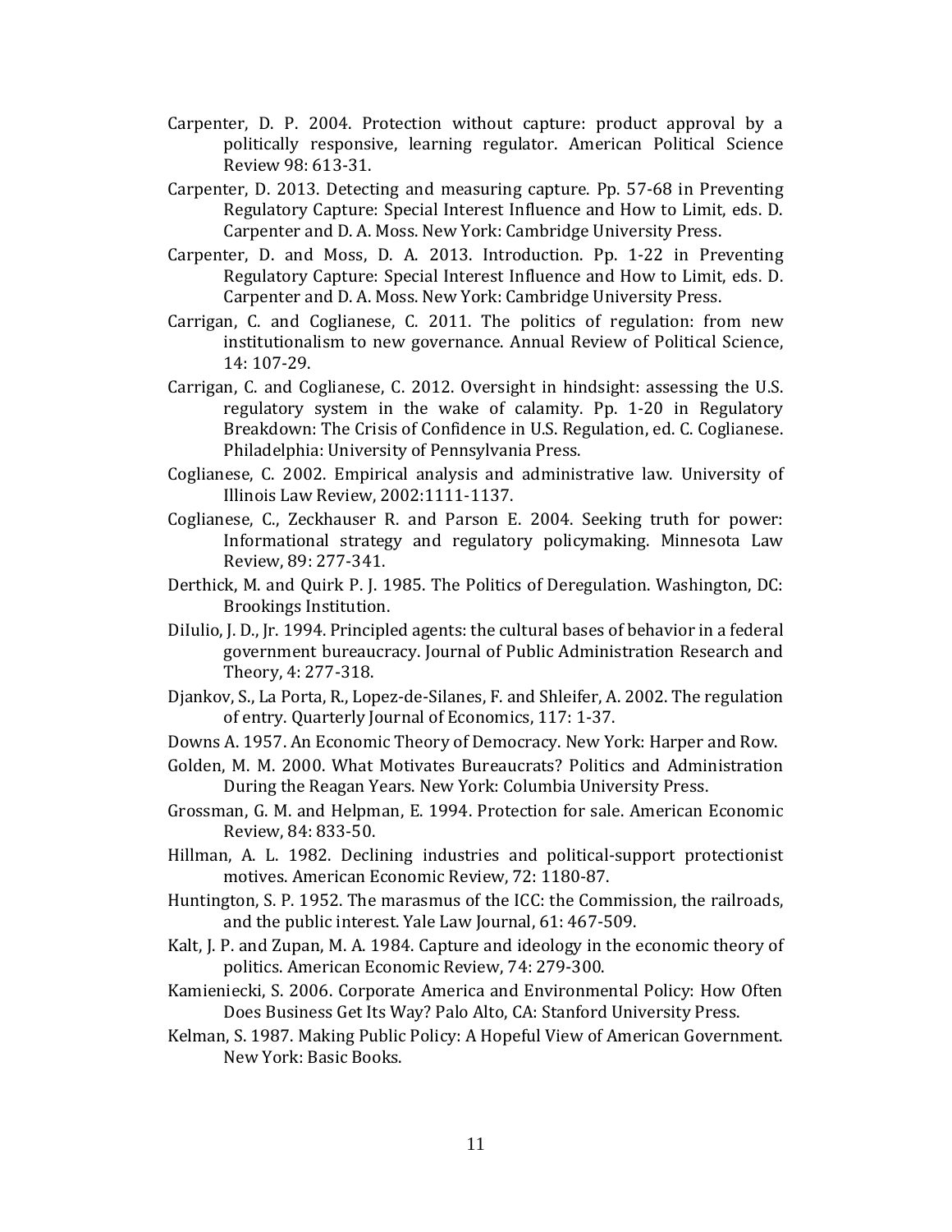Carpenter, D. P. 2004. Protection without capture: product approval by a politically responsive, learning regulator. American Political Science Review 98: 613-31.

Carpenter, D. 2013. Detecting and measuring capture. Pp. 57-68 in Preventing Regulatory Capture: Special Interest Influence and How to Limit, eds. D. Carpenter and D. A. Moss. New York: Cambridge University Press.

Carpenter, D. and Moss, D. A. 2013. Introduction. Pp. 1-22 in Preventing Regulatory Capture: Special Interest Influence and How to Limit, eds. D. Carpenter and D. A. Moss. New York: Cambridge University Press.

Carrigan, C. and Coglianese, C. 2011. The politics of regulation: from new institutionalism to new governance. Annual Review of Political Science, 14: 107-29.

Carrigan, C. and Coglianese, C. 2012. Oversight in hindsight: assessing the U.S. regulatory system in the wake of calamity. Pp. 1-20 in Regulatory Breakdown: The Crisis of Confidence in U.S. Regulation, ed. C. Coglianese. Philadelphia: University of Pennsylvania Press.

Coglianese, C. 2002. Empirical analysis and administrative law. University of Illinois Law Review, 2002:1111-1137.

Coglianese, C., Zeckhauser R. and Parson E. 2004. Seeking truth for power: Informational strategy and regulatory policymaking. Minnesota Law Review, 89: 277-341.

Derthick, M. and Quirk P. J. 1985. The Politics of Deregulation. Washington, DC: Brookings Institution.

DiIulio, J. D., Jr. 1994. Principled agents: the cultural bases of behavior in a federal government bureaucracy. Journal of Public Administration Research and Theory, 4: 277-318.

Djankov, S., La Porta, R., Lopez-de-Silanes, F. and Shleifer, A. 2002. The regulation of entry. Quarterly Journal of Economics, 117: 1-37.

Downs A. 1957. An Economic Theory of Democracy. New York: Harper and Row.

Golden, M. M. 2000. What Motivates Bureaucrats? Politics and Administration During the Reagan Years. New York: Columbia University Press.

Grossman, G. M. and Helpman, E. 1994. Protection for sale. American Economic Review, 84: 833-50.

Hillman, A. L. 1982. Declining industries and political-support protectionist motives. American Economic Review, 72: 1180-87.

Huntington, S. P. 1952. The marasmus of the ICC: the Commission, the railroads, and the public interest. Yale Law Journal, 61: 467-509.

Kalt, J. P. and Zupan, M. A. 1984. Capture and ideology in the economic theory of politics. American Economic Review, 74: 279-300.

Kamieniecki, S. 2006. Corporate America and Environmental Policy: How Often Does Business Get Its Way? Palo Alto, CA: Stanford University Press.

Kelman, S. 1987. Making Public Policy: A Hopeful View of American Government. New York: Basic Books.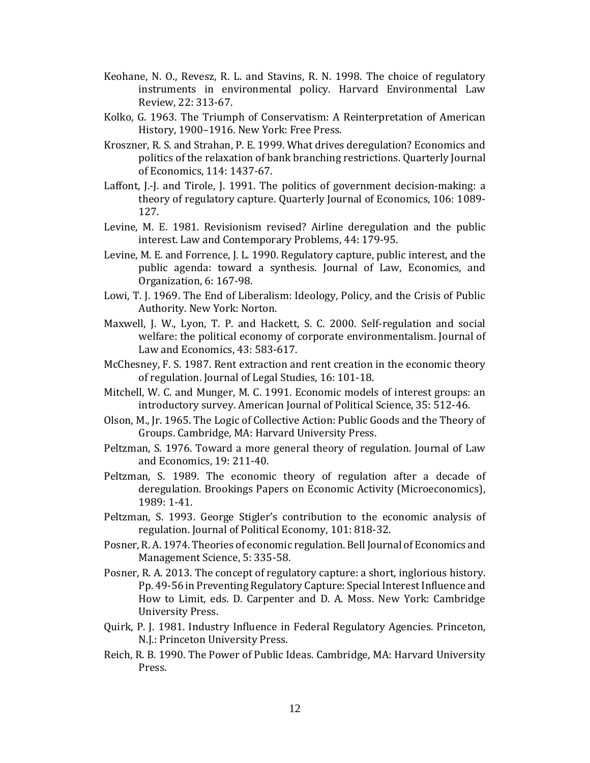Keohane, N. O., Revesz, R. L. and Stavins, R. N. 1998. The choice of regulatory instruments in environmental policy. Harvard Environmental Law Review, 22: 313-67.

Kolko, G. 1963. The Triumph of Conservatism: A Reinterpretation of American History, 1900–1916. New York: Free Press.

Kroszner, R. S. and Strahan, P. E. 1999. What drives deregulation? Economics and politics of the relaxation of bank branching restrictions. Quarterly Journal of Economics, 114: 1437-67.

Laffont, J.-J. and Tirole, J. 1991. The politics of government decision-making: a theory of regulatory capture. Quarterly Journal of Economics, 106: 1089-127.

Levine, M. E. 1981. Revisionism revised? Airline deregulation and the public interest. Law and Contemporary Problems, 44: 179-95.

Levine, M. E. and Forrence, J. L. 1990. Regulatory capture, public interest, and the public agenda: toward a synthesis. Journal of Law, Economics, and Organization, 6: 167-98.

Lowi, T. J. 1969. The End of Liberalism: Ideology, Policy, and the Crisis of Public Authority. New York: Norton.

Maxwell, J. W., Lyon, T. P. and Hackett, S. C. 2000. Self-regulation and social welfare: the political economy of corporate environmentalism. Journal of Law and Economics, 43: 583-617.

McChesney, F. S. 1987. Rent extraction and rent creation in the economic theory of regulation. Journal of Legal Studies, 16: 101-18.

Mitchell, W. C. and Munger, M. C. 1991. Economic models of interest groups: an introductory survey. American Journal of Political Science, 35: 512-46.

Olson, M., Jr. 1965. The Logic of Collective Action: Public Goods and the Theory of Groups. Cambridge, MA: Harvard University Press.

Peltzman, S. 1976. Toward a more general theory of regulation. Journal of Law and Economics, 19: 211-40.

Peltzman, S. 1989. The economic theory of regulation after a decade of deregulation. Brookings Papers on Economic Activity (Microeconomics), 1989: 1-41.

Peltzman, S. 1993. George Stigler's contribution to the economic analysis of regulation. Journal of Political Economy, 101: 818-32.

Posner, R. A. 1974. Theories of economic regulation. Bell Journal of Economics and Management Science, 5: 335-58.

Posner, R. A. 2013. The concept of regulatory capture: a short, inglorious history. Pp. 49-56 in Preventing Regulatory Capture: Special Interest Influence and How to Limit, eds. D. Carpenter and D. A. Moss. New York: Cambridge University Press.

Quirk, P. J. 1981. Industry Influence in Federal Regulatory Agencies. Princeton, N.J.: Princeton University Press.

Reich, R. B. 1990. The Power of Public Ideas. Cambridge, MA: Harvard University Press.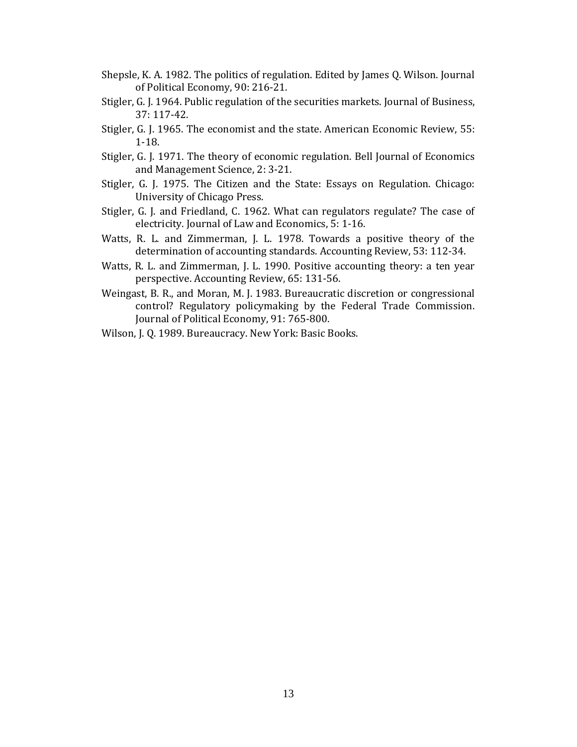Shepsle, K. A. 1982. The politics of regulation. Edited by James Q. Wilson. Journal of Political Economy, 90: 216-21.

Stigler, G. J. 1964. Public regulation of the securities markets. Journal of Business, 37: 117-42.

Stigler, G. J. 1965. The economist and the state. American Economic Review, 55: 1-18.

Stigler, G. J. 1971. The theory of economic regulation. Bell Journal of Economics and Management Science, 2: 3-21.

Stigler, G. J. 1975. The Citizen and the State: Essays on Regulation. Chicago: University of Chicago Press.

Stigler, G. J. and Friedland, C. 1962. What can regulators regulate? The case of electricity. Journal of Law and Economics, 5: 1-16.

Watts, R. L. and Zimmerman, J. L. 1978. Towards a positive theory of the determination of accounting standards. Accounting Review, 53: 112-34.

Watts, R. L. and Zimmerman, J. L. 1990. Positive accounting theory: a ten year perspective. Accounting Review, 65: 131-56.

Weingast, B. R., and Moran, M. J. 1983. Bureaucratic discretion or congressional control? Regulatory policymaking by the Federal Trade Commission. Journal of Political Economy, 91: 765-800.

Wilson, J. Q. 1989. Bureaucracy. New York: Basic Books.